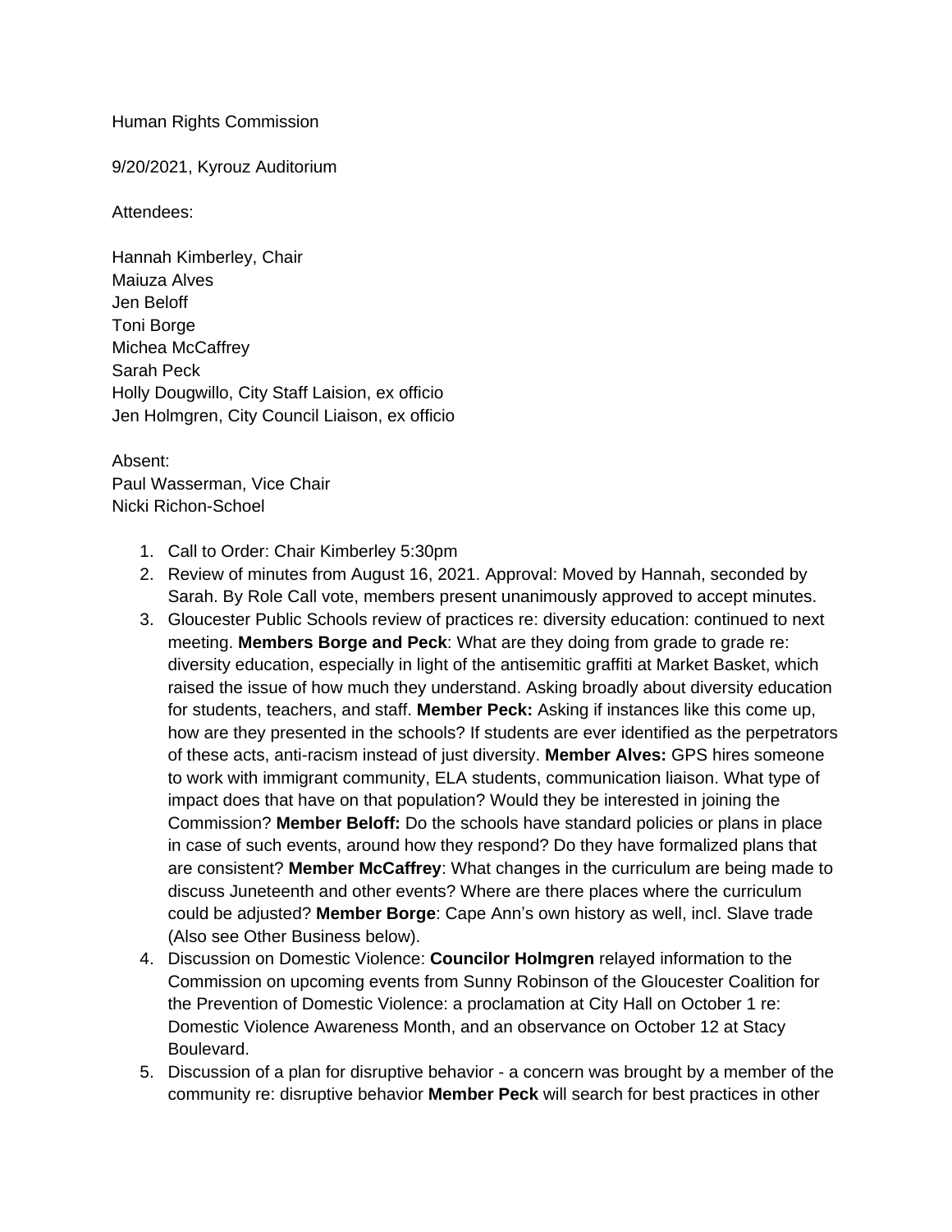Human Rights Commission

9/20/2021, Kyrouz Auditorium

Attendees:

Hannah Kimberley, Chair
Maiuza Alves
Jen Beloff
Toni Borge
Michea McCaffrey
Sarah Peck
Holly Dougwillo, City Staff Laision, ex officio
Jen Holmgren, City Council Liaison, ex officio

Absent:
Paul Wasserman, Vice Chair
Nicki Richon-Schoel

1. Call to Order: Chair Kimberley 5:30pm
2. Review of minutes from August 16, 2021. Approval: Moved by Hannah, seconded by Sarah. By Role Call vote, members present unanimously approved to accept minutes.
3. Gloucester Public Schools review of practices re: diversity education: continued to next meeting. **Members Borge and Peck**: What are they doing from grade to grade re: diversity education, especially in light of the antisemitic graffiti at Market Basket, which raised the issue of how much they understand. Asking broadly about diversity education for students, teachers, and staff. **Member Peck:** Asking if instances like this come up, how are they presented in the schools? If students are ever identified as the perpetrators of these acts, anti-racism instead of just diversity. **Member Alves:** GPS hires someone to work with immigrant community, ELA students, communication liaison. What type of impact does that have on that population? Would they be interested in joining the Commission? **Member Beloff:** Do the schools have standard policies or plans in place in case of such events, around how they respond? Do they have formalized plans that are consistent? **Member McCaffrey**: What changes in the curriculum are being made to discuss Juneteenth and other events? Where are there places where the curriculum could be adjusted? **Member Borge**: Cape Ann's own history as well, incl. Slave trade (Also see Other Business below).
4. Discussion on Domestic Violence: **Councilor Holmgren** relayed information to the Commission on upcoming events from Sunny Robinson of the Gloucester Coalition for the Prevention of Domestic Violence: a proclamation at City Hall on October 1 re: Domestic Violence Awareness Month, and an observance on October 12 at Stacy Boulevard.
5. Discussion of a plan for disruptive behavior - a concern was brought by a member of the community re: disruptive behavior **Member Peck** will search for best practices in other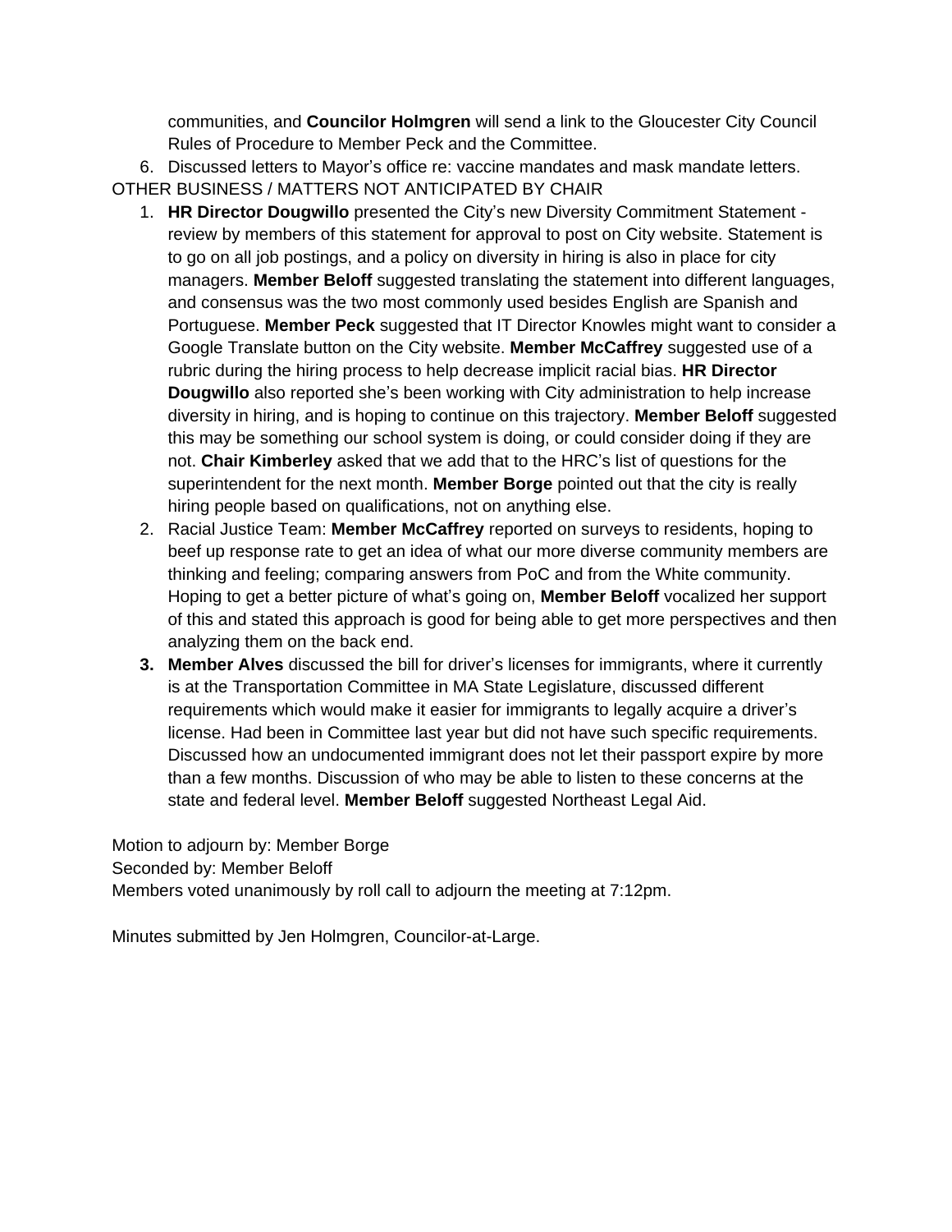communities, and **Councilor Holmgren** will send a link to the Gloucester City Council Rules of Procedure to Member Peck and the Committee.

6. Discussed letters to Mayor's office re: vaccine mandates and mask mandate letters.

OTHER BUSINESS / MATTERS NOT ANTICIPATED BY CHAIR

1. **HR Director Dougwillo** presented the City's new Diversity Commitment Statement - review by members of this statement for approval to post on City website. Statement is to go on all job postings, and a policy on diversity in hiring is also in place for city managers. **Member Beloff** suggested translating the statement into different languages, and consensus was the two most commonly used besides English are Spanish and Portuguese. **Member Peck** suggested that IT Director Knowles might want to consider a Google Translate button on the City website. **Member McCaffrey** suggested use of a rubric during the hiring process to help decrease implicit racial bias. **HR Director Dougwillo** also reported she's been working with City administration to help increase diversity in hiring, and is hoping to continue on this trajectory. **Member Beloff** suggested this may be something our school system is doing, or could consider doing if they are not. **Chair Kimberley** asked that we add that to the HRC's list of questions for the superintendent for the next month. **Member Borge** pointed out that the city is really hiring people based on qualifications, not on anything else.
2. Racial Justice Team: **Member McCaffrey** reported on surveys to residents, hoping to beef up response rate to get an idea of what our more diverse community members are thinking and feeling; comparing answers from PoC and from the White community. Hoping to get a better picture of what's going on, **Member Beloff** vocalized her support of this and stated this approach is good for being able to get more perspectives and then analyzing them on the back end.
3. **Member Alves** discussed the bill for driver's licenses for immigrants, where it currently is at the Transportation Committee in MA State Legislature, discussed different requirements which would make it easier for immigrants to legally acquire a driver's license. Had been in Committee last year but did not have such specific requirements. Discussed how an undocumented immigrant does not let their passport expire by more than a few months. Discussion of who may be able to listen to these concerns at the state and federal level. **Member Beloff** suggested Northeast Legal Aid.

Motion to adjourn by: Member Borge
Seconded by: Member Beloff
Members voted unanimously by roll call to adjourn the meeting at 7:12pm.

Minutes submitted by Jen Holmgren, Councilor-at-Large.